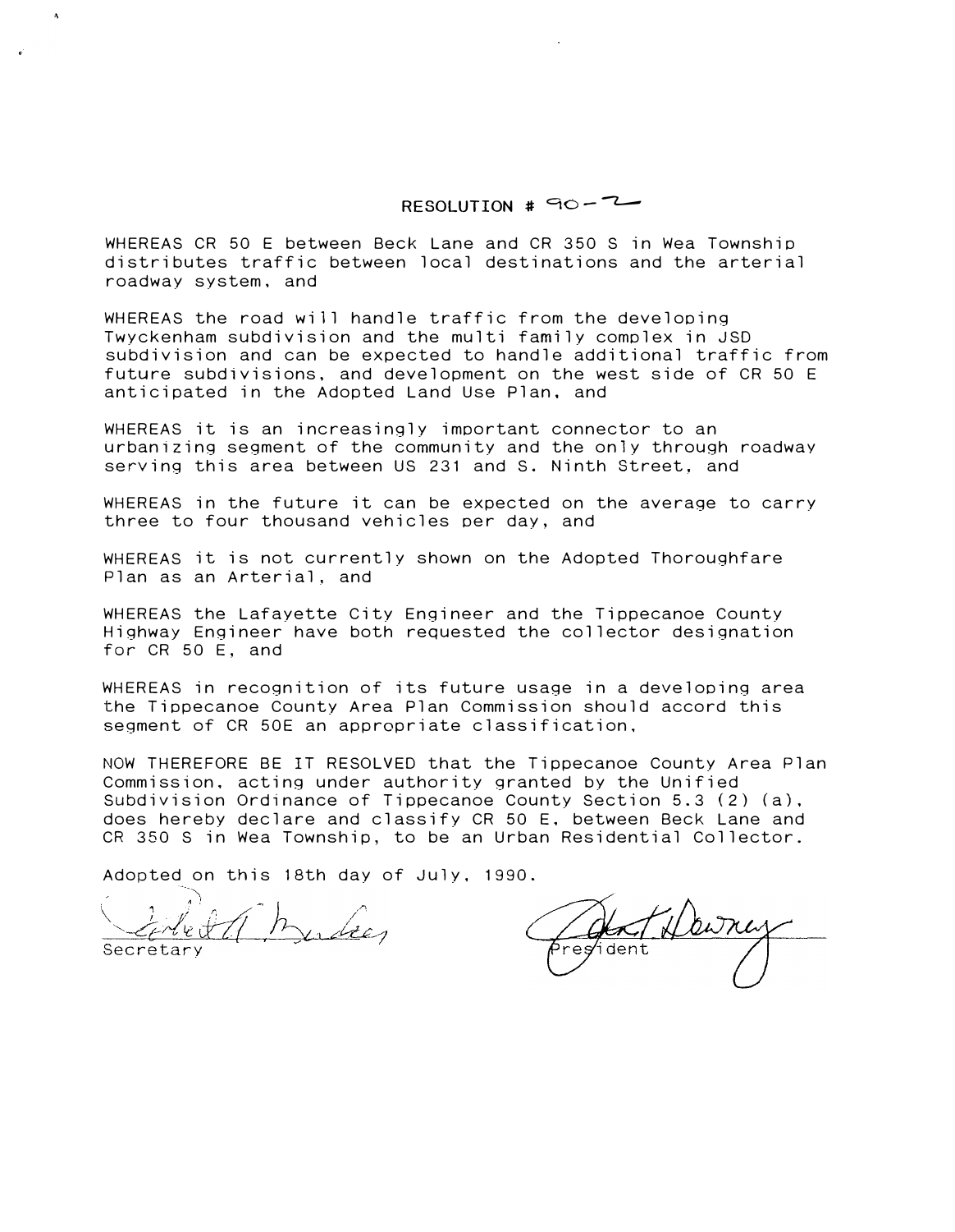# RESOLUTION # 90-2

WHEREAS CR 50 E between Beck Lane and CR 350 S in Wea Township distributes traffic between local destinations and the arterial roadway system, and

WHEREAS the road will handle traffic from the developing Twyckenham subdivision and the multi family complex in JSD subdivision and can be expected to handle additional traffic from future subdivisions, and development on the west side of CR 50 E anticipated in the Adopted Land Use Plan, and

WHEREAS it is an increasingly important connector to an urbanizing segment of the community and the only through roadway serving this area between US 231 and S. Ninth Street, and

WHEREAS in the future it can be expected on the average to carry three to four thousand vehicles per day, and

WHEREAS it is not currently shown on the Adopted Thoroughfare Plan as an Arterial, and

WHEREAS the Lafayette City Engineer and the Tippecanoe County Highway Engineer have both requested the collector designation for CR 50 E, and

WHEREAS in recognition of its future usage in a developing area the Tippecanoe County Area Plan Commission should accord this segment of CR 50E an appropriate classification,

NOW THEREFORE BE IT RESOLVED that the Tippecanoe County Area Plan Commission, acting under authority granted by the Unified Subdivision Ordinance of Tippecanoe County Section 5.3 (2) (a), does hereby declare and classify CR 50 E, between Beck Lane and CR 350 S in Wea Township, to be an Urban Residential Collector.

Adopted on this 18th day of July, 1990.

Secretary

President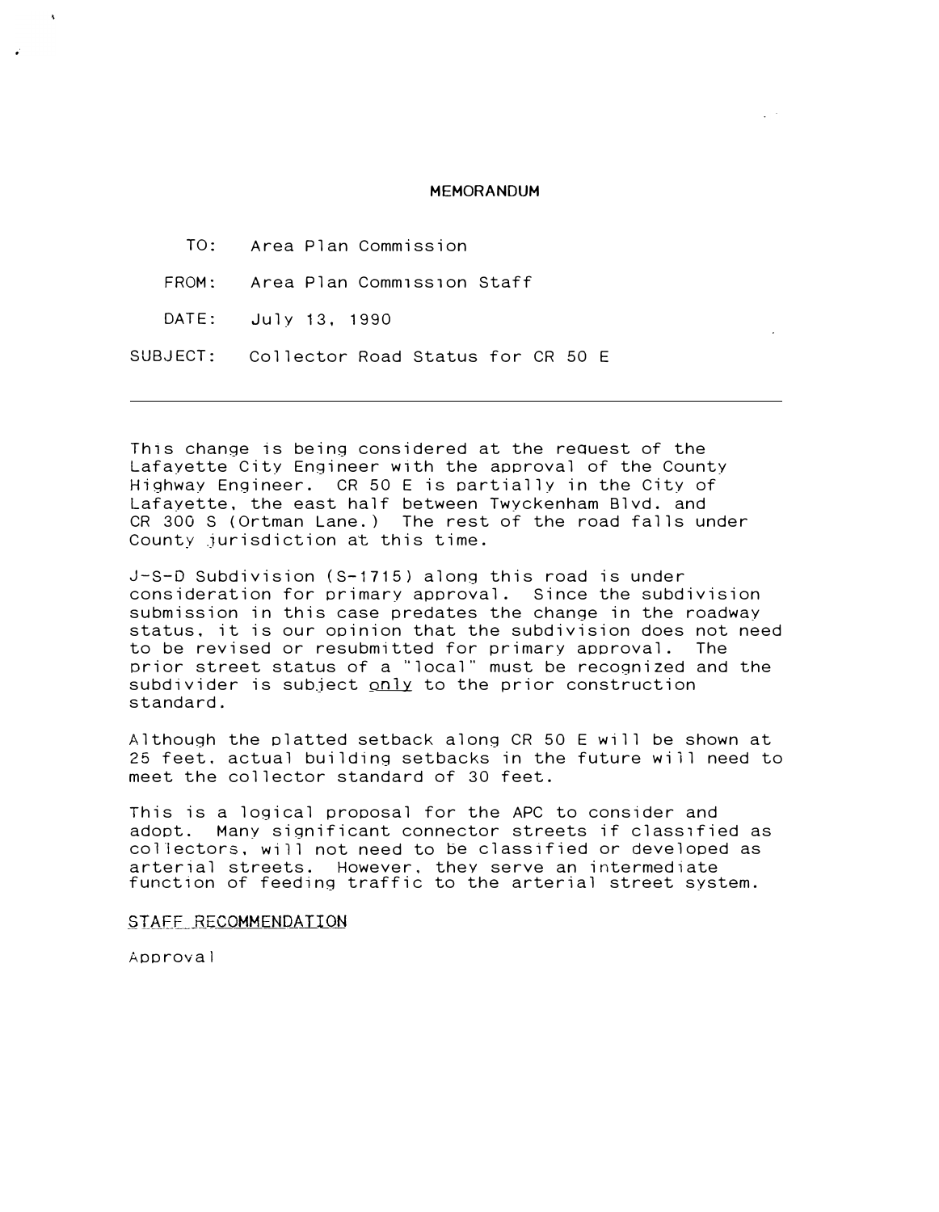**MEMORANDUM**

TO: Area Plan Commission

FROM: Area Plan Commission Staff

DATE: July 13, 1990

SUBJECT: Collector Road Status for CR 50 E

---

This change is being considered at the request of the Lafayette City Engineer with the approval of the County Highway Engineer. CR 50 E is partially in the City of Lafayette, the east half between Twyckenham Blvd. and CR 300 S (Ortman Lane.) The rest of the road falls under County jurisdiction at this time.

J-S-D Subdivision (S-1715) along this road is under consideration for primary approval. Since the subdivision submission in this case predates the change in the roadway status, it is our opinion that the subdivision does not need to be revised or resubmitted for primary approval. The prior street status of a "local" must be recognized and the subdivider is subject <u>only</u> to the prior construction standard.

Although the platted setback along CR 50 E will be shown at 25 feet, actual building setbacks in the future will need to meet the collector standard of 30 feet.

This is a logical proposal for the APC to consider and adopt. Many significant connector streets if classified as collectors, will not need to be classified or developed as arterial streets. However, they serve an intermediate function of feeding traffic to the arterial street system.

<u>STAFF RECOMMENDATION</u>

Approval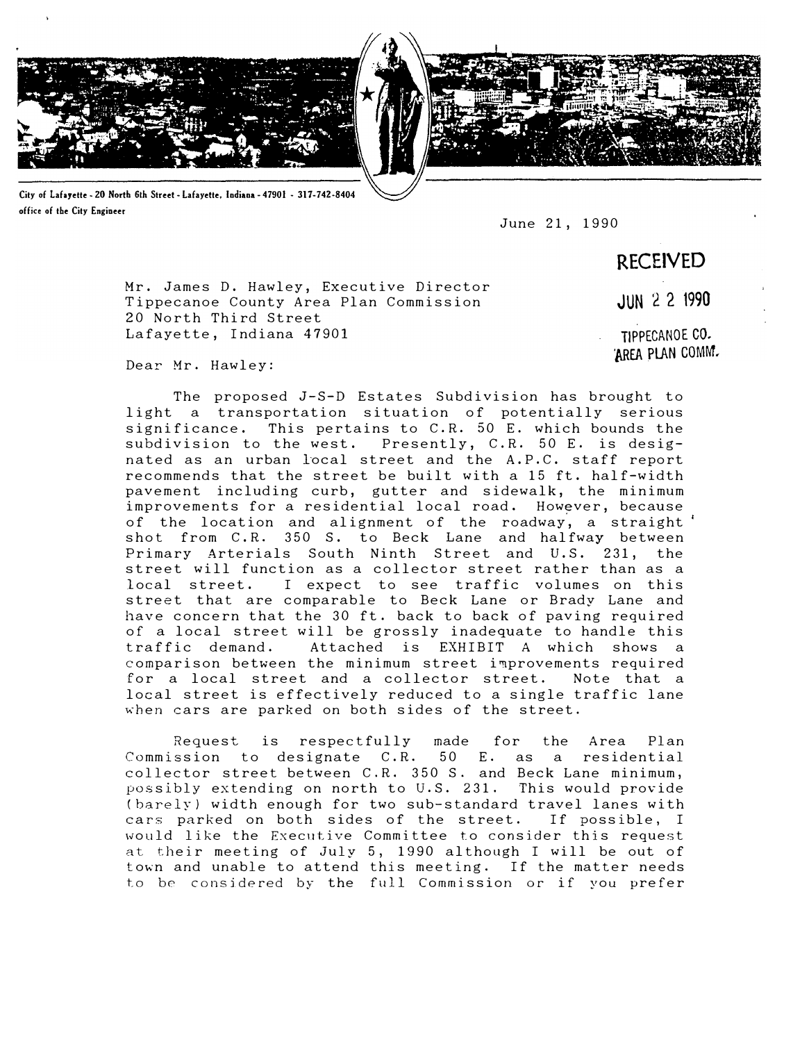City of Lafayette - 20 North 6th Street - Lafayette, Indiana - 47901 - 317-742-8404
office of the City Engineer

June 21, 1990

**RECEIVED**

**JUN 22 1990**

**TIPPECANOE CO. AREA PLAN COMM.**

Mr. James D. Hawley, Executive Director
Tippecanoe County Area Plan Commission
20 North Third Street
Lafayette, Indiana 47901

Dear Mr. Hawley:

The proposed J-S-D Estates Subdivision has brought to light a transportation situation of potentially serious significance. This pertains to C.R. 50 E. which bounds the subdivision to the west. Presently, C.R. 50 E. is designated as an urban local street and the A.P.C. staff report recommends that the street be built with a 15 ft. half-width pavement including curb, gutter and sidewalk, the minimum improvements for a residential local road. However, because of the location and alignment of the roadway, a straight shot from C.R. 350 S. to Beck Lane and halfway between Primary Arterials South Ninth Street and U.S. 231, the street will function as a collector street rather than as a local street. I expect to see traffic volumes on this street that are comparable to Beck Lane or Brady Lane and have concern that the 30 ft. back to back of paving required of a local street will be grossly inadequate to handle this traffic demand. Attached is EXHIBIT A which shows a comparison between the minimum street improvements required for a local street and a collector street. Note that a local street is effectively reduced to a single traffic lane when cars are parked on both sides of the street.

Request is respectfully made for the Area Plan Commission to designate C.R. 50 E. as a residential collector street between C.R. 350 S. and Beck Lane minimum, possibly extending on north to U.S. 231. This would provide (barely) width enough for two sub-standard travel lanes with cars parked on both sides of the street. If possible, I would like the Executive Committee to consider this request at their meeting of July 5, 1990 although I will be out of town and unable to attend this meeting. If the matter needs to be considered by the full Commission or if you prefer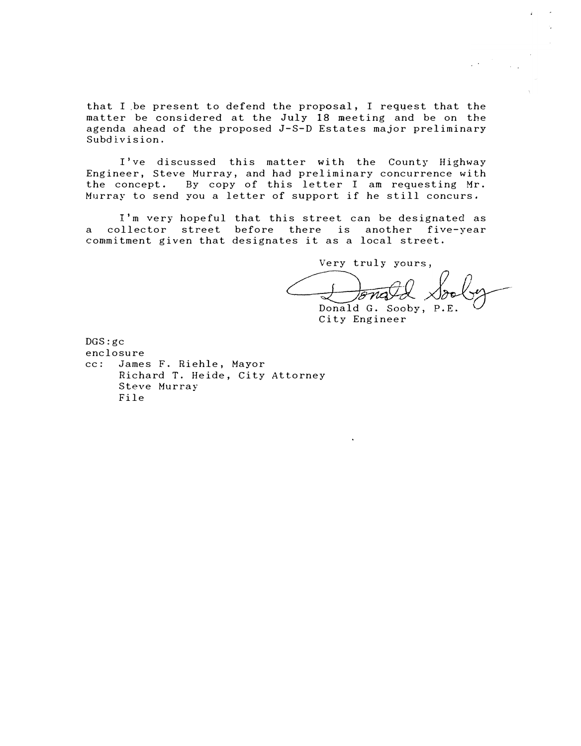that I be present to defend the proposal, I request that the matter be considered at the July 18 meeting and be on the agenda ahead of the proposed J-S-D Estates major preliminary Subdivision.

I've discussed this matter with the County Highway Engineer, Steve Murray, and had preliminary concurrence with the concept. By copy of this letter I am requesting Mr. Murray to send you a letter of support if he still concurs.

I'm very hopeful that this street can be designated as a collector street before there is another five-year commitment given that designates it as a local street.

Very truly yours,

Donald G. Sooby, P.E.
City Engineer

DGS:gc
enclosure
cc: James F. Riehle, Mayor
Richard T. Heide, City Attorney
Steve Murray
File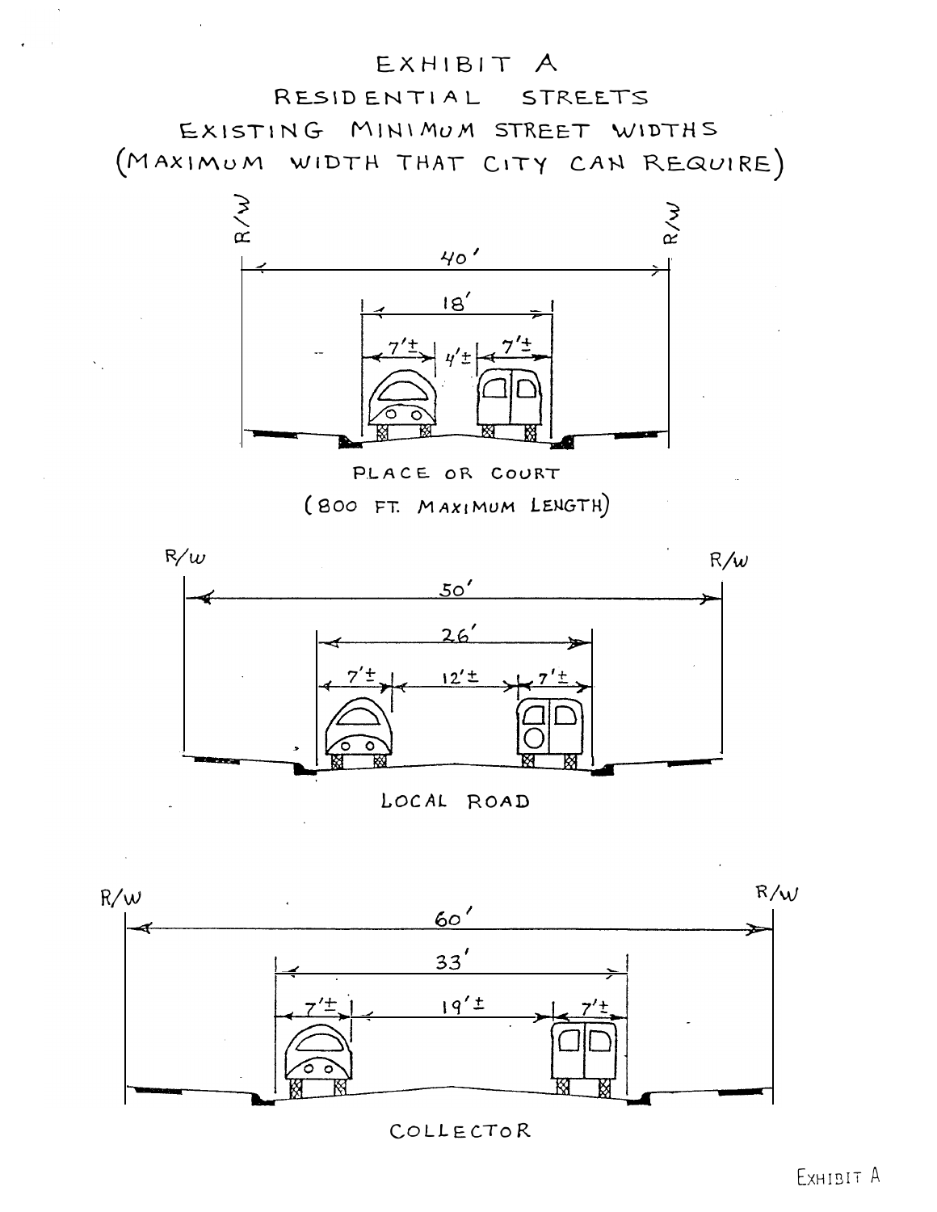# EXHIBIT A

## RESIDENTIAL STREETS

## EXISTING MINIMUM STREET WIDTHS

## (MAXIMUM WIDTH THAT CITY CAN REQUIRE)

R/W R/W

40'

18'

7'± 4'± 7'±

PLACE OR COURT

(800 FT. MAXIMUM LENGTH)

R/W R/W

50'

26'

7'± 12'± 7'±

LOCAL ROAD

R/W R/W

60'

33'

7'± 19'± 7'±

COLLECTOR

EXHIBIT A